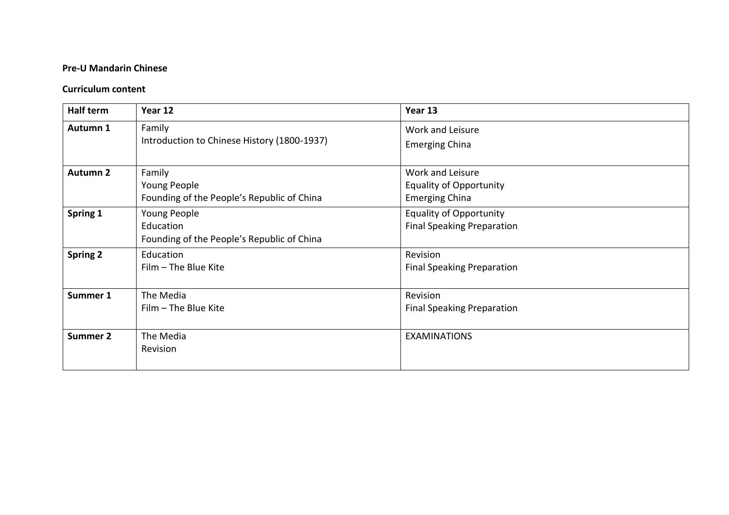**Pre-U Mandarin Chinese**

**Curriculum content**

| Half term | Year 12 | Year 13 |
|---|---|---|
| **Autumn 1** | Family<br>Introduction to Chinese History (1800-1937) | Work and Leisure<br>Emerging China |
| **Autumn 2** | Family<br>Young People<br>Founding of the People's Republic of China | Work and Leisure<br>Equality of Opportunity<br>Emerging China |
| **Spring 1** | Young People<br>Education<br>Founding of the People's Republic of China | Equality of Opportunity<br>Final Speaking Preparation |
| **Spring 2** | Education<br>Film – The Blue Kite | Revision<br>Final Speaking Preparation |
| **Summer 1** | The Media<br>Film – The Blue Kite | Revision<br>Final Speaking Preparation |
| **Summer 2** | The Media<br>Revision | EXAMINATIONS |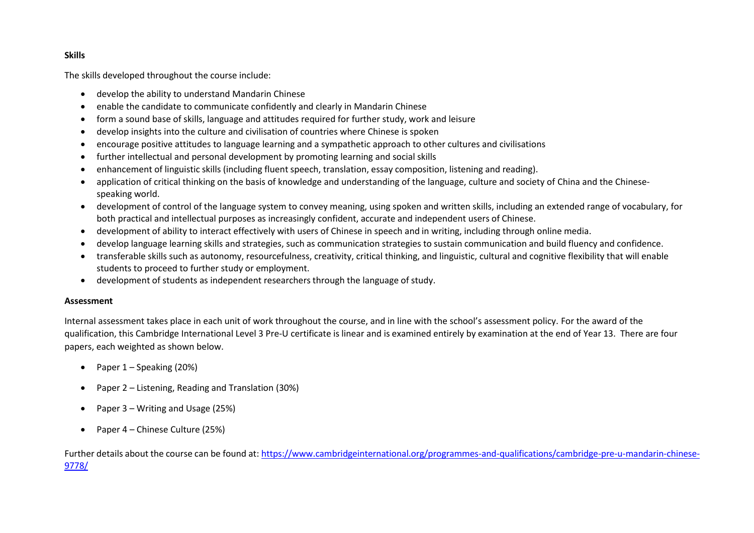**Skills**

The skills developed throughout the course include:

- develop the ability to understand Mandarin Chinese
- enable the candidate to communicate confidently and clearly in Mandarin Chinese
- form a sound base of skills, language and attitudes required for further study, work and leisure
- develop insights into the culture and civilisation of countries where Chinese is spoken
- encourage positive attitudes to language learning and a sympathetic approach to other cultures and civilisations
- further intellectual and personal development by promoting learning and social skills
- enhancement of linguistic skills (including fluent speech, translation, essay composition, listening and reading).
- application of critical thinking on the basis of knowledge and understanding of the language, culture and society of China and the Chinese-speaking world.
- development of control of the language system to convey meaning, using spoken and written skills, including an extended range of vocabulary, for both practical and intellectual purposes as increasingly confident, accurate and independent users of Chinese.
- development of ability to interact effectively with users of Chinese in speech and in writing, including through online media.
- develop language learning skills and strategies, such as communication strategies to sustain communication and build fluency and confidence.
- transferable skills such as autonomy, resourcefulness, creativity, critical thinking, and linguistic, cultural and cognitive flexibility that will enable students to proceed to further study or employment.
- development of students as independent researchers through the language of study.

**Assessment**

Internal assessment takes place in each unit of work throughout the course, and in line with the school's assessment policy. For the award of the qualification, this Cambridge International Level 3 Pre-U certificate is linear and is examined entirely by examination at the end of Year 13. There are four papers, each weighted as shown below.

- Paper 1 – Speaking (20%)
- Paper 2 – Listening, Reading and Translation (30%)
- Paper 3 – Writing and Usage (25%)
- Paper 4 – Chinese Culture (25%)

Further details about the course can be found at: [https://www.cambridgeinternational.org/programmes-and-qualifications/cambridge-pre-u-mandarin-chinese-9778/](https://www.cambridgeinternational.org/programmes-and-qualifications/cambridge-pre-u-mandarin-chinese-9778/)